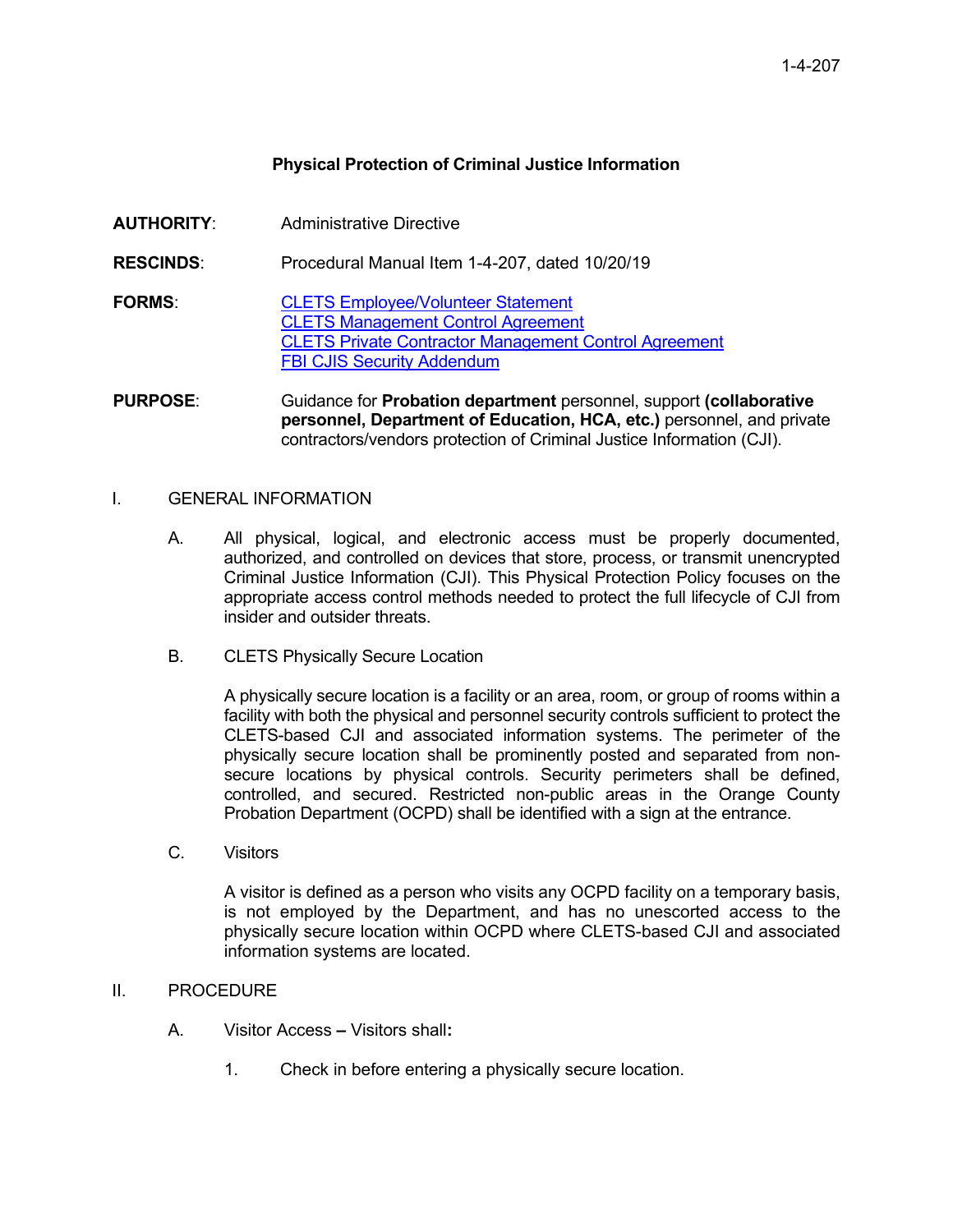# Physical Protection of Criminal Justice Information

**AUTHORITY**: Administrative Directive

**RESCINDS**: Procedural Manual Item 1-4-207, dated 10/20/19

**FORMS**:
CLETS Employee/Volunteer Statement
CLETS Management Control Agreement
CLETS Private Contractor Management Control Agreement
FBI CJIS Security Addendum

**PURPOSE**: Guidance for **Probation department** personnel, support **(collaborative personnel, Department of Education, HCA, etc.)** personnel, and private contractors/vendors protection of Criminal Justice Information (CJI).

## I. GENERAL INFORMATION

A. All physical, logical, and electronic access must be properly documented, authorized, and controlled on devices that store, process, or transmit unencrypted Criminal Justice Information (CJI). This Physical Protection Policy focuses on the appropriate access control methods needed to protect the full lifecycle of CJI from insider and outsider threats.

B. CLETS Physically Secure Location

A physically secure location is a facility or an area, room, or group of rooms within a facility with both the physical and personnel security controls sufficient to protect the CLETS-based CJI and associated information systems. The perimeter of the physically secure location shall be prominently posted and separated from non-secure locations by physical controls. Security perimeters shall be defined, controlled, and secured. Restricted non-public areas in the Orange County Probation Department (OCPD) shall be identified with a sign at the entrance.

C. Visitors

A visitor is defined as a person who visits any OCPD facility on a temporary basis, is not employed by the Department, and has no unescorted access to the physically secure location within OCPD where CLETS-based CJI and associated information systems are located.

## II. PROCEDURE

A. Visitor Access **–** Visitors shall**:**

1. Check in before entering a physically secure location.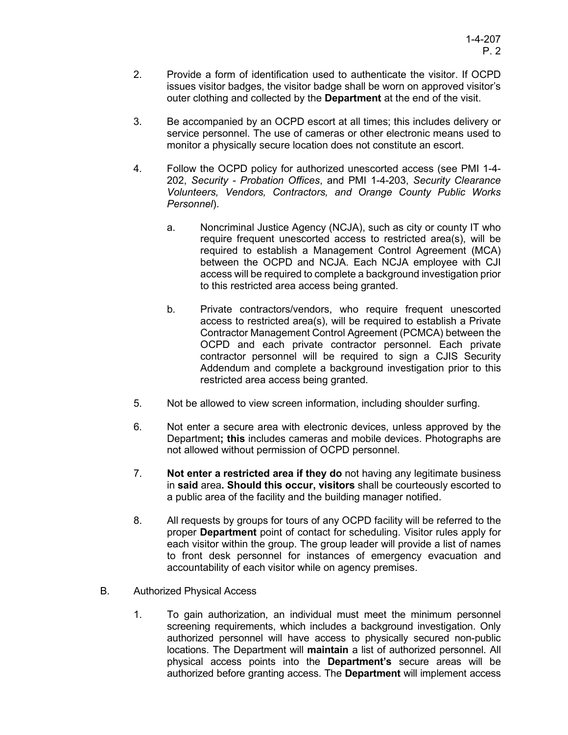2. Provide a form of identification used to authenticate the visitor. If OCPD issues visitor badges, the visitor badge shall be worn on approved visitor's outer clothing and collected by the **Department** at the end of the visit.

3. Be accompanied by an OCPD escort at all times; this includes delivery or service personnel. The use of cameras or other electronic means used to monitor a physically secure location does not constitute an escort.

4. Follow the OCPD policy for authorized unescorted access (see PMI 1-4-202, *Security - Probation Offices*, and PMI 1-4-203, *Security Clearance Volunteers, Vendors, Contractors, and Orange County Public Works Personnel*).

   a. Noncriminal Justice Agency (NCJA), such as city or county IT who require frequent unescorted access to restricted area(s), will be required to establish a Management Control Agreement (MCA) between the OCPD and NCJA. Each NCJA employee with CJI access will be required to complete a background investigation prior to this restricted area access being granted.

   b. Private contractors/vendors, who require frequent unescorted access to restricted area(s), will be required to establish a Private Contractor Management Control Agreement (PCMCA) between the OCPD and each private contractor personnel. Each private contractor personnel will be required to sign a CJIS Security Addendum and complete a background investigation prior to this restricted area access being granted.

5. Not be allowed to view screen information, including shoulder surfing.

6. Not enter a secure area with electronic devices, unless approved by the Department**; this** includes cameras and mobile devices. Photographs are not allowed without permission of OCPD personnel.

7. **Not enter a restricted area if they do** not having any legitimate business in **said** area**. Should this occur, visitors** shall be courteously escorted to a public area of the facility and the building manager notified.

8. All requests by groups for tours of any OCPD facility will be referred to the proper **Department** point of contact for scheduling. Visitor rules apply for each visitor within the group. The group leader will provide a list of names to front desk personnel for instances of emergency evacuation and accountability of each visitor while on agency premises.

B. Authorized Physical Access

1. To gain authorization, an individual must meet the minimum personnel screening requirements, which includes a background investigation. Only authorized personnel will have access to physically secured non-public locations. The Department will **maintain** a list of authorized personnel. All physical access points into the **Department's** secure areas will be authorized before granting access. The **Department** will implement access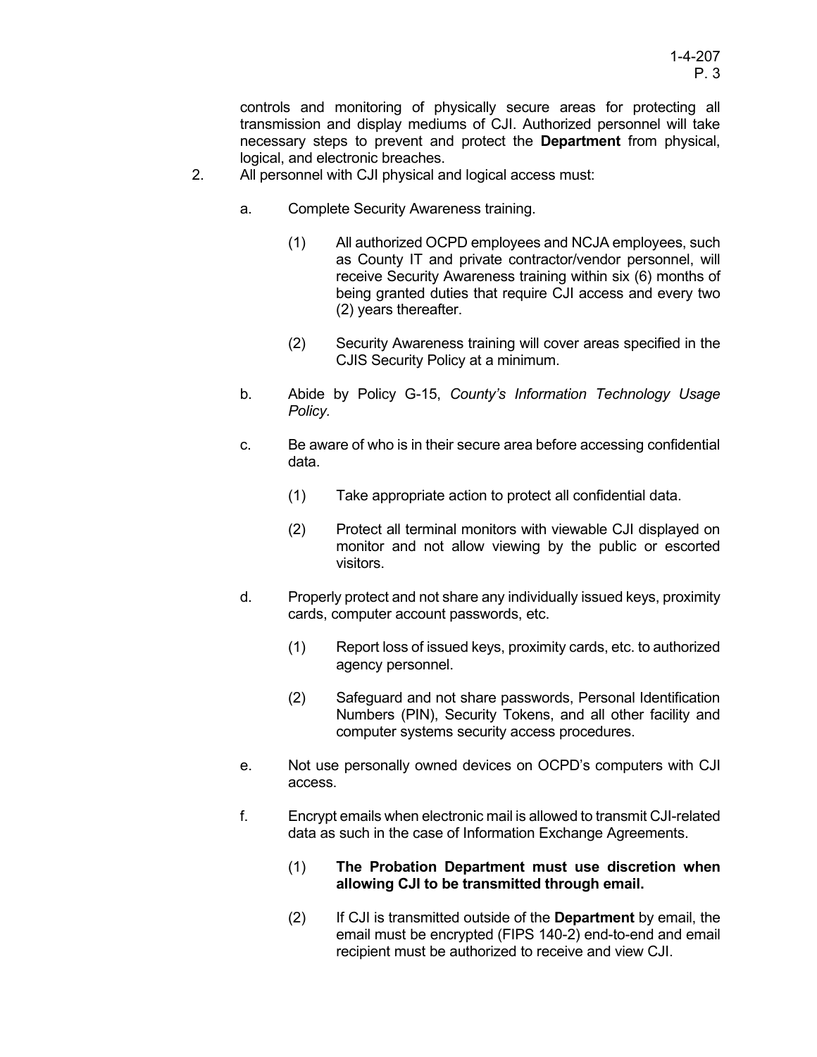controls and monitoring of physically secure areas for protecting all transmission and display mediums of CJI. Authorized personnel will take necessary steps to prevent and protect the **Department** from physical, logical, and electronic breaches.

2. All personnel with CJI physical and logical access must:

   a. Complete Security Awareness training.

      (1) All authorized OCPD employees and NCJA employees, such as County IT and private contractor/vendor personnel, will receive Security Awareness training within six (6) months of being granted duties that require CJI access and every two (2) years thereafter.

      (2) Security Awareness training will cover areas specified in the CJIS Security Policy at a minimum.

   b. Abide by Policy G-15, *County's Information Technology Usage Policy.*

   c. Be aware of who is in their secure area before accessing confidential data.

      (1) Take appropriate action to protect all confidential data.

      (2) Protect all terminal monitors with viewable CJI displayed on monitor and not allow viewing by the public or escorted visitors.

   d. Properly protect and not share any individually issued keys, proximity cards, computer account passwords, etc.

      (1) Report loss of issued keys, proximity cards, etc. to authorized agency personnel.

      (2) Safeguard and not share passwords, Personal Identification Numbers (PIN), Security Tokens, and all other facility and computer systems security access procedures.

   e. Not use personally owned devices on OCPD's computers with CJI access.

   f. Encrypt emails when electronic mail is allowed to transmit CJI-related data as such in the case of Information Exchange Agreements.

      (1) **The Probation Department must use discretion when allowing CJI to be transmitted through email.**

      (2) If CJI is transmitted outside of the **Department** by email, the email must be encrypted (FIPS 140-2) end-to-end and email recipient must be authorized to receive and view CJI.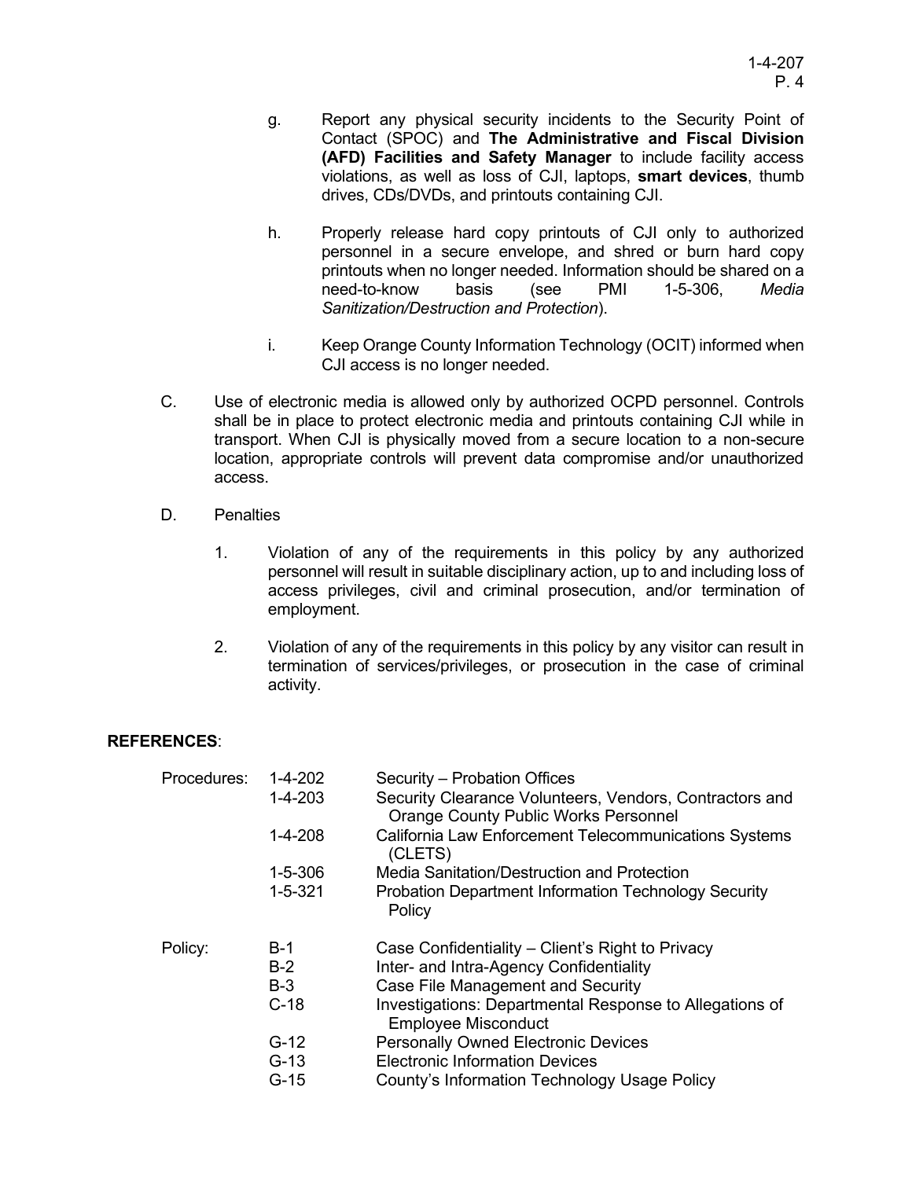g. Report any physical security incidents to the Security Point of Contact (SPOC) and **The Administrative and Fiscal Division (AFD) Facilities and Safety Manager** to include facility access violations, as well as loss of CJI, laptops, **smart devices**, thumb drives, CDs/DVDs, and printouts containing CJI.

h. Properly release hard copy printouts of CJI only to authorized personnel in a secure envelope, and shred or burn hard copy printouts when no longer needed. Information should be shared on a need-to-know basis (see PMI 1-5-306, *Media Sanitization/Destruction and Protection*).

i. Keep Orange County Information Technology (OCIT) informed when CJI access is no longer needed.

C. Use of electronic media is allowed only by authorized OCPD personnel. Controls shall be in place to protect electronic media and printouts containing CJI while in transport. When CJI is physically moved from a secure location to a non-secure location, appropriate controls will prevent data compromise and/or unauthorized access.

D. Penalties

1. Violation of any of the requirements in this policy by any authorized personnel will result in suitable disciplinary action, up to and including loss of access privileges, civil and criminal prosecution, and/or termination of employment.

2. Violation of any of the requirements in this policy by any visitor can result in termination of services/privileges, or prosecution in the case of criminal activity.

**REFERENCES**:

| | | |
|---|---|---|
| Procedures: | 1-4-202 | Security – Probation Offices |
| | 1-4-203 | Security Clearance Volunteers, Vendors, Contractors and Orange County Public Works Personnel |
| | 1-4-208 | California Law Enforcement Telecommunications Systems (CLETS) |
| | 1-5-306 | Media Sanitation/Destruction and Protection |
| | 1-5-321 | Probation Department Information Technology Security Policy |
| Policy: | B-1 | Case Confidentiality – Client's Right to Privacy |
| | B-2 | Inter- and Intra-Agency Confidentiality |
| | B-3 | Case File Management and Security |
| | C-18 | Investigations: Departmental Response to Allegations of Employee Misconduct |
| | G-12 | Personally Owned Electronic Devices |
| | G-13 | Electronic Information Devices |
| | G-15 | County's Information Technology Usage Policy |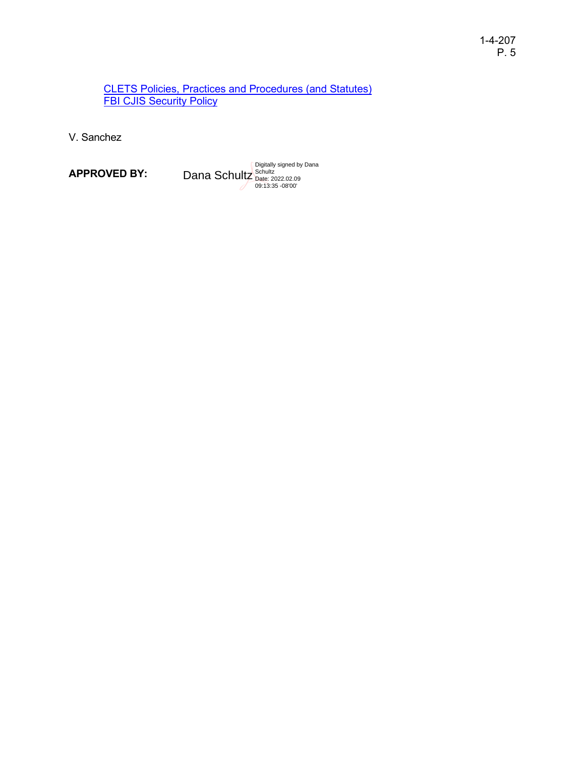[CLETS Policies, Practices and Procedures (and Statutes)](#)
[FBI CJIS Security Policy](#)

V. Sanchez

**APPROVED BY:** Dana Schultz

Digitally signed by Dana Schultz
Date: 2022.02.09 09:13:35 -08'00'